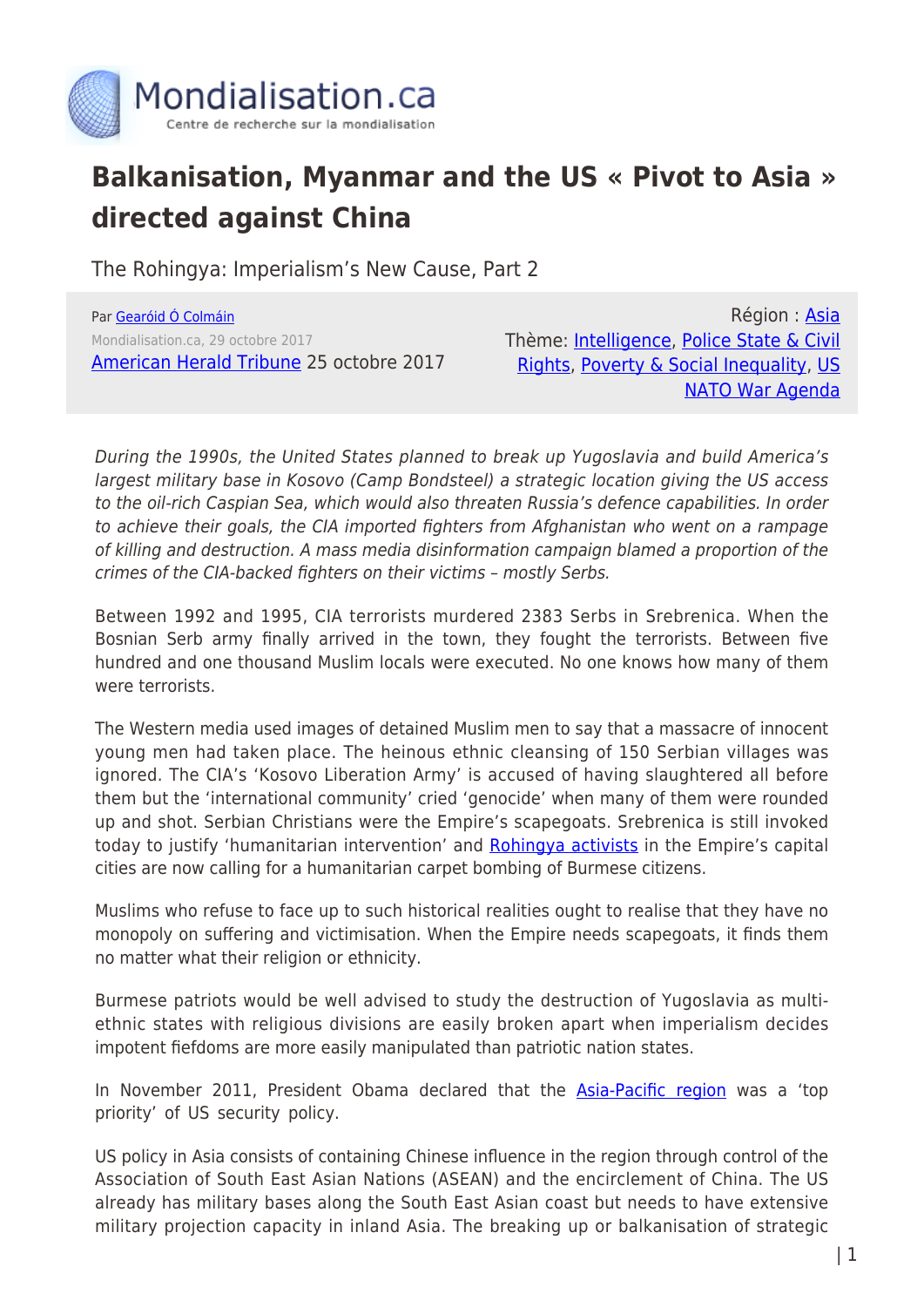Mondialisation.ca

Centre de recherche sur la mondialisation

# Balkanisation, Myanmar and the US « Pivot to Asia » directed against China

The Rohingya: Imperialism's New Cause, Part 2

Par Gearóid Ó Colmáin

Mondialisation.ca, 29 octobre 2017

American Herald Tribune 25 octobre 2017

Région : Asia

Thème: Intelligence, Police State & Civil Rights, Poverty & Social Inequality, US NATO War Agenda

*During the 1990s, the United States planned to break up Yugoslavia and build America's largest military base in Kosovo (Camp Bondsteel) a strategic location giving the US access to the oil-rich Caspian Sea, which would also threaten Russia's defence capabilities. In order to achieve their goals, the CIA imported fighters from Afghanistan who went on a rampage of killing and destruction. A mass media disinformation campaign blamed a proportion of the crimes of the CIA-backed fighters on their victims – mostly Serbs.*

Between 1992 and 1995, CIA terrorists murdered 2383 Serbs in Srebrenica. When the Bosnian Serb army finally arrived in the town, they fought the terrorists. Between five hundred and one thousand Muslim locals were executed. No one knows how many of them were terrorists.

The Western media used images of detained Muslim men to say that a massacre of innocent young men had taken place. The heinous ethnic cleansing of 150 Serbian villages was ignored. The CIA's 'Kosovo Liberation Army' is accused of having slaughtered all before them but the 'international community' cried 'genocide' when many of them were rounded up and shot. Serbian Christians were the Empire's scapegoats. Srebrenica is still invoked today to justify 'humanitarian intervention' and Rohingya activists in the Empire's capital cities are now calling for a humanitarian carpet bombing of Burmese citizens.

Muslims who refuse to face up to such historical realities ought to realise that they have no monopoly on suffering and victimisation. When the Empire needs scapegoats, it finds them no matter what their religion or ethnicity.

Burmese patriots would be well advised to study the destruction of Yugoslavia as multi-ethnic states with religious divisions are easily broken apart when imperialism decides impotent fiefdoms are more easily manipulated than patriotic nation states.

In November 2011, President Obama declared that the Asia-Pacific region was a 'top priority' of US security policy.

US policy in Asia consists of containing Chinese influence in the region through control of the Association of South East Asian Nations (ASEAN) and the encirclement of China. The US already has military bases along the South East Asian coast but needs to have extensive military projection capacity in inland Asia. The breaking up or balkanisation of strategic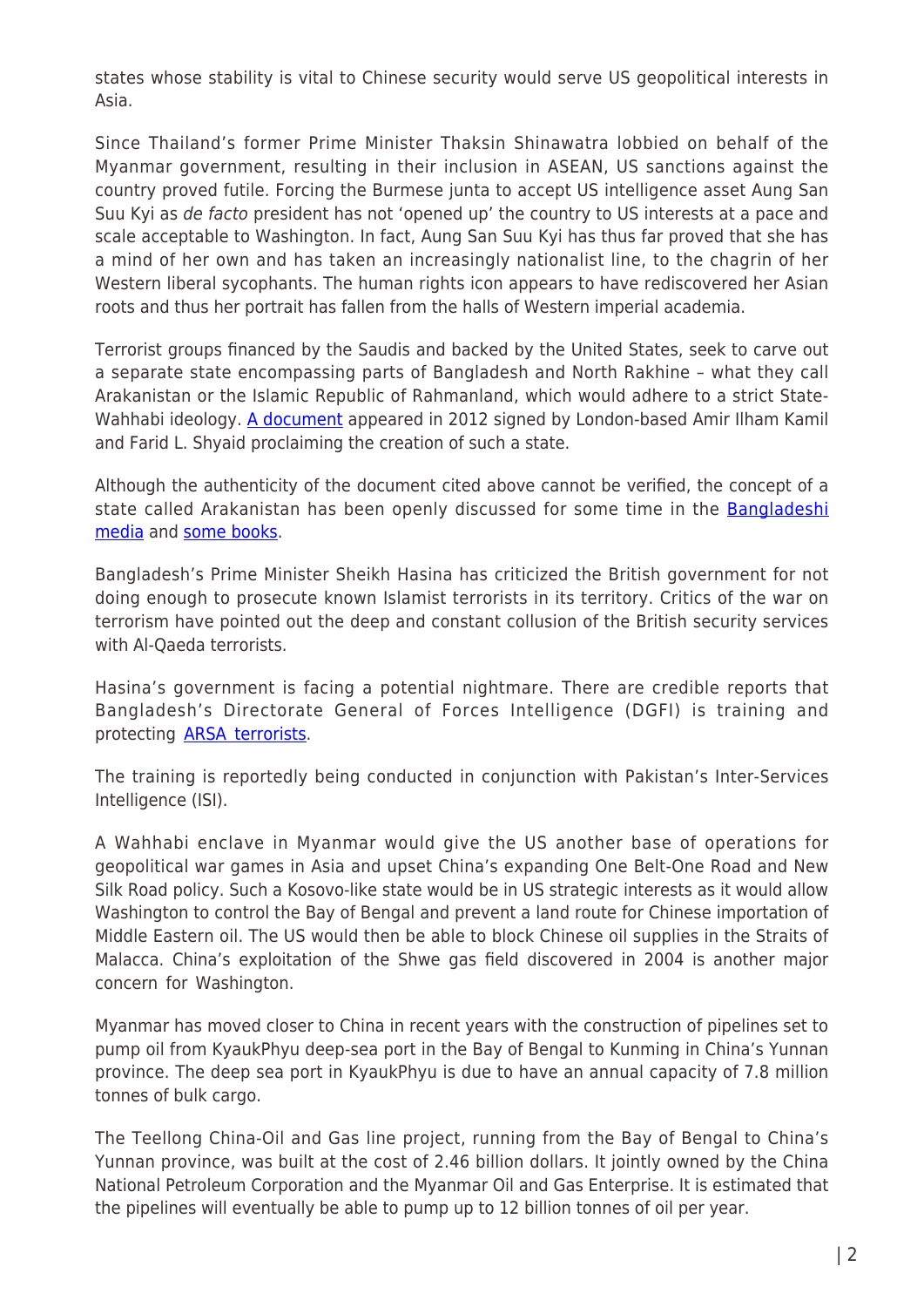states whose stability is vital to Chinese security would serve US geopolitical interests in Asia.

Since Thailand's former Prime Minister Thaksin Shinawatra lobbied on behalf of the Myanmar government, resulting in their inclusion in ASEAN, US sanctions against the country proved futile. Forcing the Burmese junta to accept US intelligence asset Aung San Suu Kyi as *de facto* president has not 'opened up' the country to US interests at a pace and scale acceptable to Washington. In fact, Aung San Suu Kyi has thus far proved that she has a mind of her own and has taken an increasingly nationalist line, to the chagrin of her Western liberal sycophants. The human rights icon appears to have rediscovered her Asian roots and thus her portrait has fallen from the halls of Western imperial academia.

Terrorist groups financed by the Saudis and backed by the United States, seek to carve out a separate state encompassing parts of Bangladesh and North Rakhine – what they call Arakanistan or the Islamic Republic of Rahmanland, which would adhere to a strict State-Wahhabi ideology. A document appeared in 2012 signed by London-based Amir Ilham Kamil and Farid L. Shyaid proclaiming the creation of such a state.

Although the authenticity of the document cited above cannot be verified, the concept of a state called Arakanistan has been openly discussed for some time in the Bangladeshi media and some books.

Bangladesh's Prime Minister Sheikh Hasina has criticized the British government for not doing enough to prosecute known Islamist terrorists in its territory. Critics of the war on terrorism have pointed out the deep and constant collusion of the British security services with Al-Qaeda terrorists.

Hasina's government is facing a potential nightmare. There are credible reports that Bangladesh's Directorate General of Forces Intelligence (DGFI) is training and protecting ARSA terrorists.

The training is reportedly being conducted in conjunction with Pakistan's Inter-Services Intelligence (ISI).

A Wahhabi enclave in Myanmar would give the US another base of operations for geopolitical war games in Asia and upset China's expanding One Belt-One Road and New Silk Road policy. Such a Kosovo-like state would be in US strategic interests as it would allow Washington to control the Bay of Bengal and prevent a land route for Chinese importation of Middle Eastern oil. The US would then be able to block Chinese oil supplies in the Straits of Malacca. China's exploitation of the Shwe gas field discovered in 2004 is another major concern for Washington.

Myanmar has moved closer to China in recent years with the construction of pipelines set to pump oil from KyaukPhyu deep-sea port in the Bay of Bengal to Kunming in China's Yunnan province. The deep sea port in KyaukPhyu is due to have an annual capacity of 7.8 million tonnes of bulk cargo.

The Teellong China-Oil and Gas line project, running from the Bay of Bengal to China's Yunnan province, was built at the cost of 2.46 billion dollars. It jointly owned by the China National Petroleum Corporation and the Myanmar Oil and Gas Enterprise. It is estimated that the pipelines will eventually be able to pump up to 12 billion tonnes of oil per year.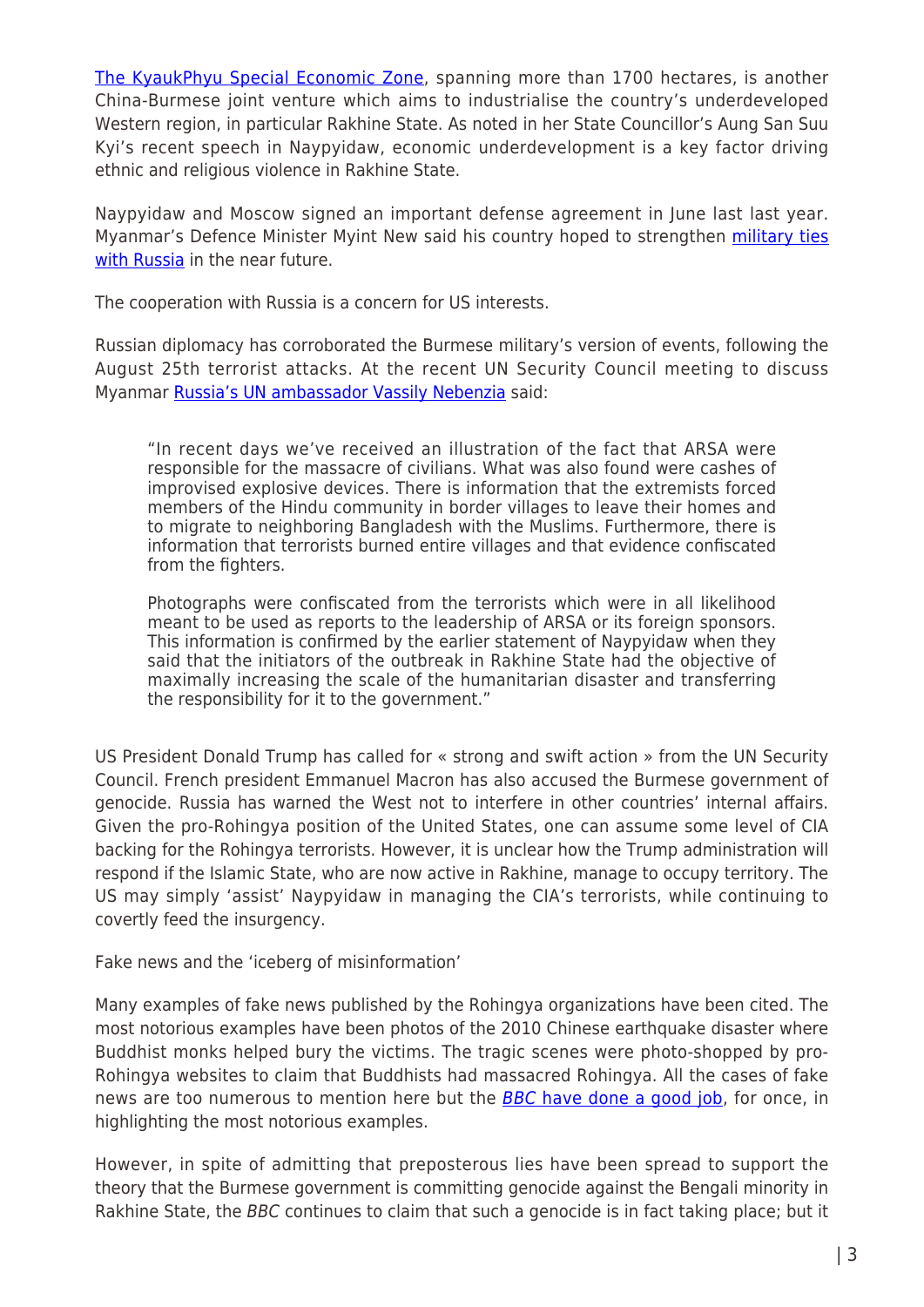[The KyaukPhyu Special Economic Zone](), spanning more than 1700 hectares, is another China-Burmese joint venture which aims to industrialise the country's underdeveloped Western region, in particular Rakhine State. As noted in her State Councillor's Aung San Suu Kyi's recent speech in Naypyidaw, economic underdevelopment is a key factor driving ethnic and religious violence in Rakhine State.

Naypyidaw and Moscow signed an important defense agreement in June last last year. Myanmar's Defence Minister Myint New said his country hoped to strengthen [military ties with Russia]() in the near future.

The cooperation with Russia is a concern for US interests.

Russian diplomacy has corroborated the Burmese military's version of events, following the August 25th terrorist attacks. At the recent UN Security Council meeting to discuss Myanmar [Russia's UN ambassador Vassily Nebenzia]() said:

> "In recent days we've received an illustration of the fact that ARSA were responsible for the massacre of civilians. What was also found were cashes of improvised explosive devices. There is information that the extremists forced members of the Hindu community in border villages to leave their homes and to migrate to neighboring Bangladesh with the Muslims. Furthermore, there is information that terrorists burned entire villages and that evidence confiscated from the fighters.
>
> Photographs were confiscated from the terrorists which were in all likelihood meant to be used as reports to the leadership of ARSA or its foreign sponsors. This information is confirmed by the earlier statement of Naypyidaw when they said that the initiators of the outbreak in Rakhine State had the objective of maximally increasing the scale of the humanitarian disaster and transferring the responsibility for it to the government."

US President Donald Trump has called for « strong and swift action » from the UN Security Council. French president Emmanuel Macron has also accused the Burmese government of genocide. Russia has warned the West not to interfere in other countries' internal affairs. Given the pro-Rohingya position of the United States, one can assume some level of CIA backing for the Rohingya terrorists. However, it is unclear how the Trump administration will respond if the Islamic State, who are now active in Rakhine, manage to occupy territory. The US may simply 'assist' Naypyidaw in managing the CIA's terrorists, while continuing to covertly feed the insurgency.

Fake news and the 'iceberg of misinformation'

Many examples of fake news published by the Rohingya organizations have been cited. The most notorious examples have been photos of the 2010 Chinese earthquake disaster where Buddhist monks helped bury the victims. The tragic scenes were photo-shopped by pro-Rohingya websites to claim that Buddhists had massacred Rohingya. All the cases of fake news are too numerous to mention here but the [*BBC* have done a good job](), for once, in highlighting the most notorious examples.

However, in spite of admitting that preposterous lies have been spread to support the theory that the Burmese government is committing genocide against the Bengali minority in Rakhine State, the *BBC* continues to claim that such a genocide is in fact taking place; but it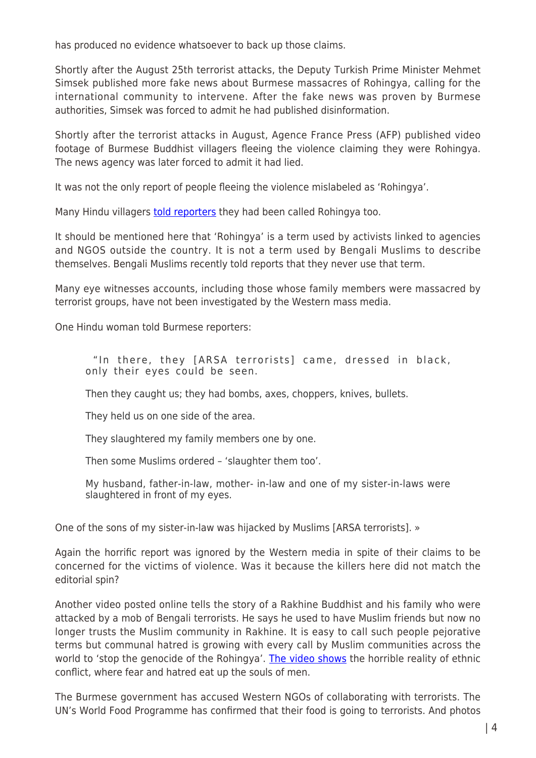has produced no evidence whatsoever to back up those claims.

Shortly after the August 25th terrorist attacks, the Deputy Turkish Prime Minister Mehmet Simsek published more fake news about Burmese massacres of Rohingya, calling for the international community to intervene. After the fake news was proven by Burmese authorities, Simsek was forced to admit he had published disinformation.

Shortly after the terrorist attacks in August, Agence France Press (AFP) published video footage of Burmese Buddhist villagers fleeing the violence claiming they were Rohingya. The news agency was later forced to admit it had lied.

It was not the only report of people fleeing the violence mislabeled as 'Rohingya'.

Many Hindu villagers [told reporters] they had been called Rohingya too.

It should be mentioned here that 'Rohingya' is a term used by activists linked to agencies and NGOS outside the country. It is not a term used by Bengali Muslims to describe themselves. Bengali Muslims recently told reports that they never use that term.

Many eye witnesses accounts, including those whose family members were massacred by terrorist groups, have not been investigated by the Western mass media.

One Hindu woman told Burmese reporters:

> "In there, they [ARSA terrorists] came, dressed in black, only their eyes could be seen.
>
> Then they caught us; they had bombs, axes, choppers, knives, bullets.
>
> They held us on one side of the area.
>
> They slaughtered my family members one by one.
>
> Then some Muslims ordered – 'slaughter them too'.
>
> My husband, father-in-law, mother- in-law and one of my sister-in-laws were slaughtered in front of my eyes.

One of the sons of my sister-in-law was hijacked by Muslims [ARSA terrorists]. »

Again the horrific report was ignored by the Western media in spite of their claims to be concerned for the victims of violence. Was it because the killers here did not match the editorial spin?

Another video posted online tells the story of a Rakhine Buddhist and his family who were attacked by a mob of Bengali terrorists. He says he used to have Muslim friends but now no longer trusts the Muslim community in Rakhine. It is easy to call such people pejorative terms but communal hatred is growing with every call by Muslim communities across the world to 'stop the genocide of the Rohingya'. [The video shows] the horrible reality of ethnic conflict, where fear and hatred eat up the souls of men.

The Burmese government has accused Western NGOs of collaborating with terrorists. The UN's World Food Programme has confirmed that their food is going to terrorists. And photos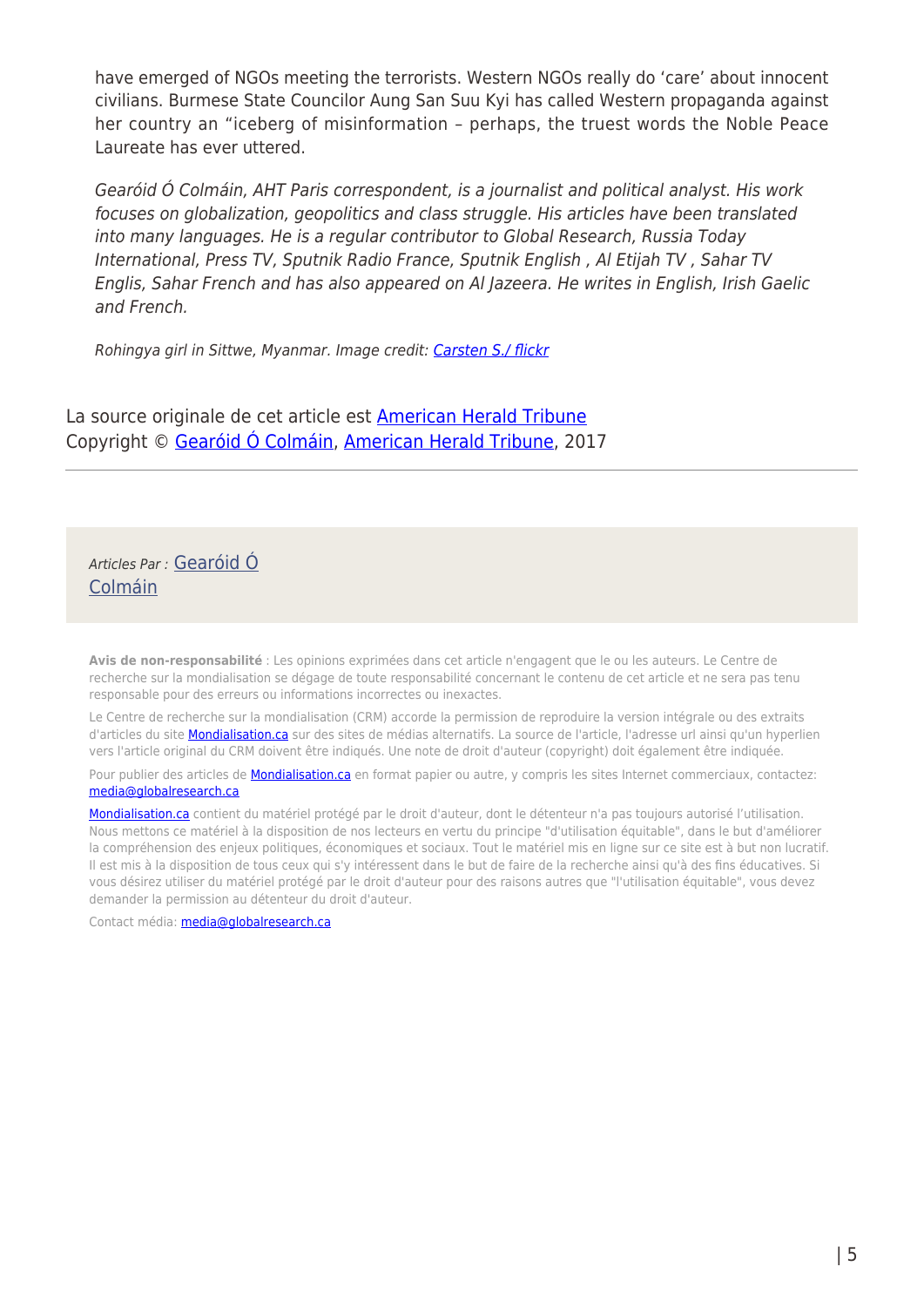have emerged of NGOs meeting the terrorists. Western NGOs really do 'care' about innocent civilians. Burmese State Councilor Aung San Suu Kyi has called Western propaganda against her country an "iceberg of misinformation – perhaps, the truest words the Noble Peace Laureate has ever uttered.

*Gearóid Ó Colmáin, AHT Paris correspondent, is a journalist and political analyst. His work focuses on globalization, geopolitics and class struggle. His articles have been translated into many languages. He is a regular contributor to Global Research, Russia Today International, Press TV, Sputnik Radio France, Sputnik English , Al Etijah TV , Sahar TV Englis, Sahar French and has also appeared on Al Jazeera. He writes in English, Irish Gaelic and French.*

*Rohingya girl in Sittwe, Myanmar. Image credit: Carsten S./ flickr*

La source originale de cet article est American Herald Tribune
Copyright © Gearóid Ó Colmáin, American Herald Tribune, 2017

---

*Articles Par :* Gearóid Ó Colmáin

**Avis de non-responsabilité** : Les opinions exprimées dans cet article n'engagent que le ou les auteurs. Le Centre de recherche sur la mondialisation se dégage de toute responsabilité concernant le contenu de cet article et ne sera pas tenu responsable pour des erreurs ou informations incorrectes ou inexactes.

Le Centre de recherche sur la mondialisation (CRM) accorde la permission de reproduire la version intégrale ou des extraits d'articles du site Mondialisation.ca sur des sites de médias alternatifs. La source de l'article, l'adresse url ainsi qu'un hyperlien vers l'article original du CRM doivent être indiqués. Une note de droit d'auteur (copyright) doit également être indiquée.

Pour publier des articles de Mondialisation.ca en format papier ou autre, y compris les sites Internet commerciaux, contactez: media@globalresearch.ca

Mondialisation.ca contient du matériel protégé par le droit d'auteur, dont le détenteur n'a pas toujours autorisé l'utilisation. Nous mettons ce matériel à la disposition de nos lecteurs en vertu du principe "d'utilisation équitable", dans le but d'améliorer la compréhension des enjeux politiques, économiques et sociaux. Tout le matériel mis en ligne sur ce site est à but non lucratif. Il est mis à la disposition de tous ceux qui s'y intéressent dans le but de faire de la recherche ainsi qu'à des fins éducatives. Si vous désirez utiliser du matériel protégé par le droit d'auteur pour des raisons autres que "l'utilisation équitable", vous devez demander la permission au détenteur du droit d'auteur.

Contact média: media@globalresearch.ca